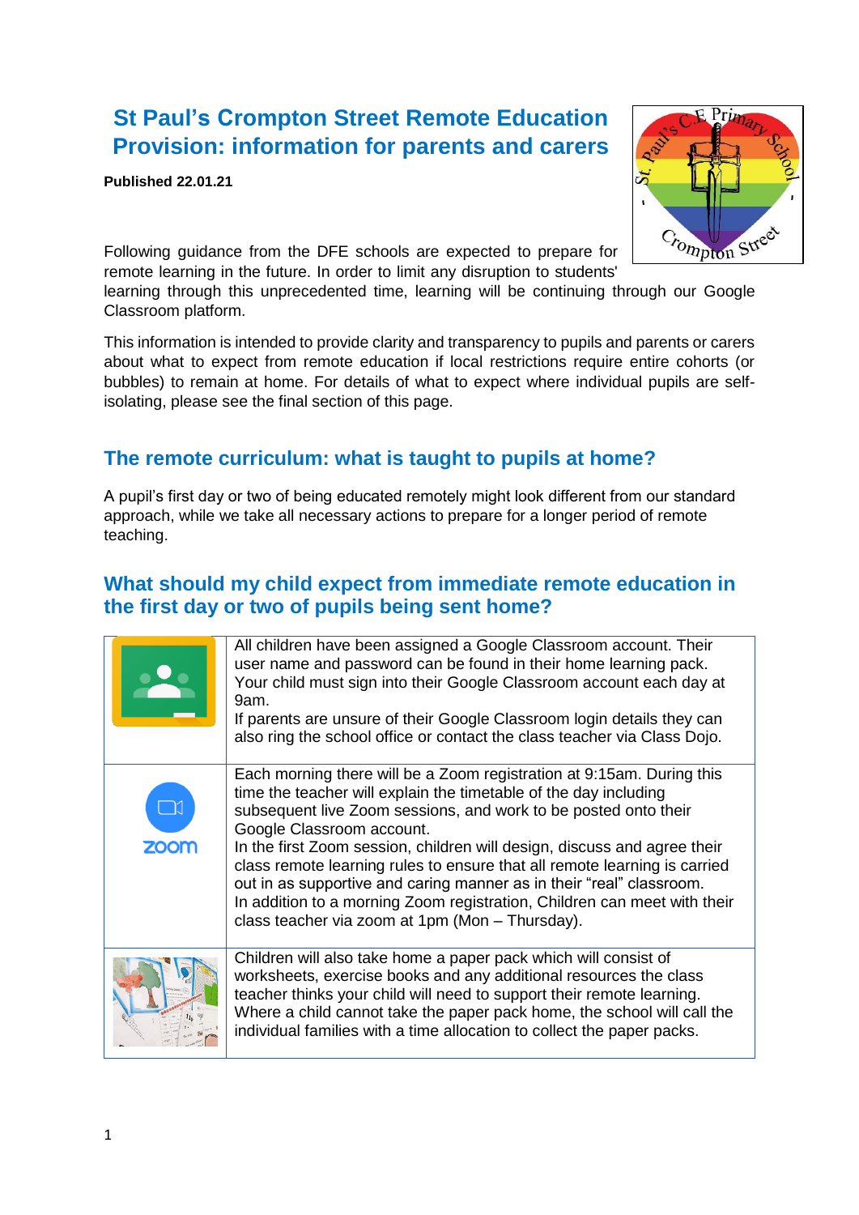# St Paul's Crompton Street Remote Education Provision: information for parents and carers

**Published 22.01.21**

Following guidance from the DFE schools are expected to prepare for remote learning in the future. In order to limit any disruption to students' learning through this unprecedented time, learning will be continuing through our Google Classroom platform.

This information is intended to provide clarity and transparency to pupils and parents or carers about what to expect from remote education if local restrictions require entire cohorts (or bubbles) to remain at home. For details of what to expect where individual pupils are self-isolating, please see the final section of this page.

## The remote curriculum: what is taught to pupils at home?

A pupil's first day or two of being educated remotely might look different from our standard approach, while we take all necessary actions to prepare for a longer period of remote teaching.

## What should my child expect from immediate remote education in the first day or two of pupils being sent home?

| | |
|---|---|
| | All children have been assigned a Google Classroom account. Their user name and password can be found in their home learning pack. Your child must sign into their Google Classroom account each day at 9am. If parents are unsure of their Google Classroom login details they can also ring the school office or contact the class teacher via Class Dojo. |
| zoom | Each morning there will be a Zoom registration at 9:15am. During this time the teacher will explain the timetable of the day including subsequent live Zoom sessions, and work to be posted onto their Google Classroom account. In the first Zoom session, children will design, discuss and agree their class remote learning rules to ensure that all remote learning is carried out in as supportive and caring manner as in their "real" classroom. In addition to a morning Zoom registration, Children can meet with their class teacher via zoom at 1pm (Mon – Thursday). |
| | Children will also take home a paper pack which will consist of worksheets, exercise books and any additional resources the class teacher thinks your child will need to support their remote learning. Where a child cannot take the paper pack home, the school will call the individual families with a time allocation to collect the paper packs. |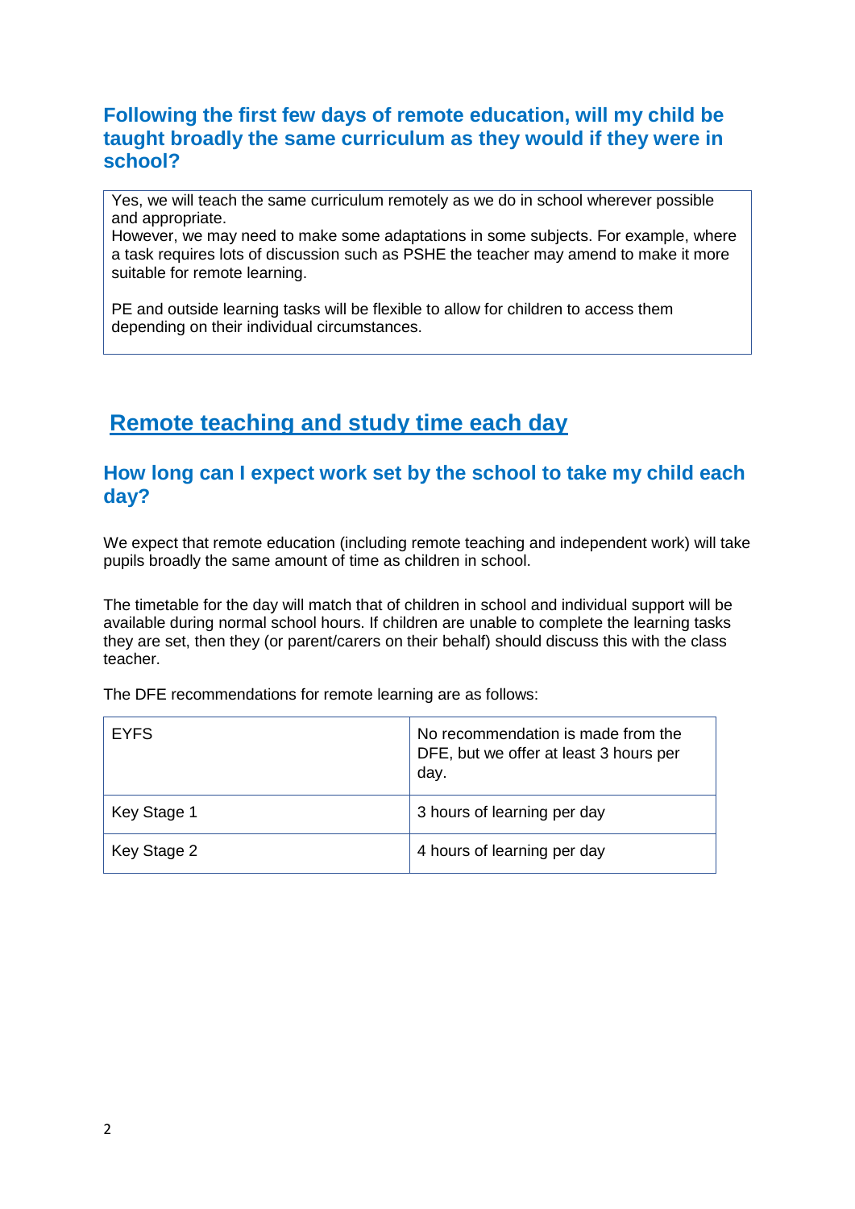### Following the first few days of remote education, will my child be taught broadly the same curriculum as they would if they were in school?

Yes, we will teach the same curriculum remotely as we do in school wherever possible and appropriate.
However, we may need to make some adaptations in some subjects. For example, where a task requires lots of discussion such as PSHE the teacher may amend to make it more suitable for remote learning.

PE and outside learning tasks will be flexible to allow for children to access them depending on their individual circumstances.

## Remote teaching and study time each day

### How long can I expect work set by the school to take my child each day?

We expect that remote education (including remote teaching and independent work) will take pupils broadly the same amount of time as children in school.

The timetable for the day will match that of children in school and individual support will be available during normal school hours. If children are unable to complete the learning tasks they are set, then they (or parent/carers on their behalf) should discuss this with the class teacher.

The DFE recommendations for remote learning are as follows:

| | |
|---|---|
| EYFS | No recommendation is made from the DFE, but we offer at least 3 hours per day. |
| Key Stage 1 | 3 hours of learning per day |
| Key Stage 2 | 4 hours of learning per day |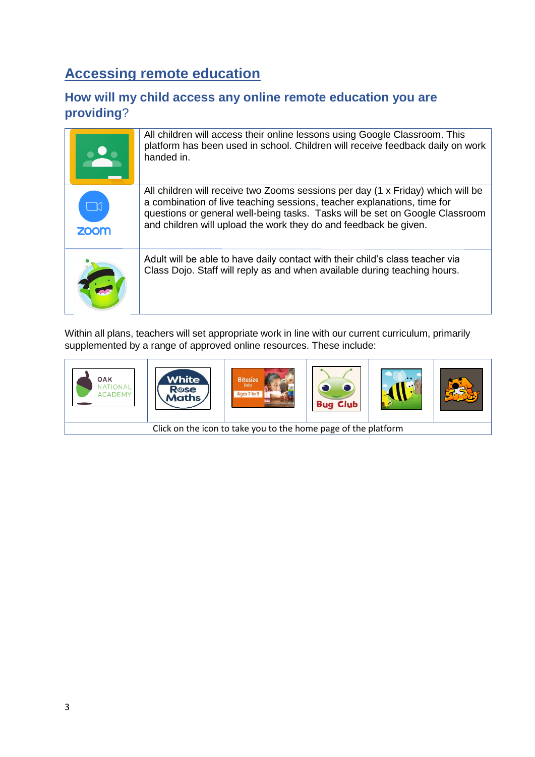# Accessing remote education

## How will my child access any online remote education you are providing?

| | |
|---|---|
| | All children will access their online lessons using Google Classroom. This platform has been used in school. Children will receive feedback daily on work handed in. |
| zoom | All children will receive two Zooms sessions per day (1 x Friday) which will be a combination of live teaching sessions, teacher explanations, time for questions or general well-being tasks. Tasks will be set on Google Classroom and children will upload the work they do and feedback be given. |
| | Adult will be able to have daily contact with their child's class teacher via Class Dojo. Staff will reply as and when available during teaching hours. |

Within all plans, teachers will set appropriate work in line with our current curriculum, primarily supplemented by a range of approved online resources. These include:

| | | | | | |
|---|---|---|---|---|---|
| OAK NATIONAL ACADEMY | White Rose Maths | Bitesize Daily Ages 7 to 9 | Bug Club | | |
| Click on the icon to take you to the home page of the platform | | | | | |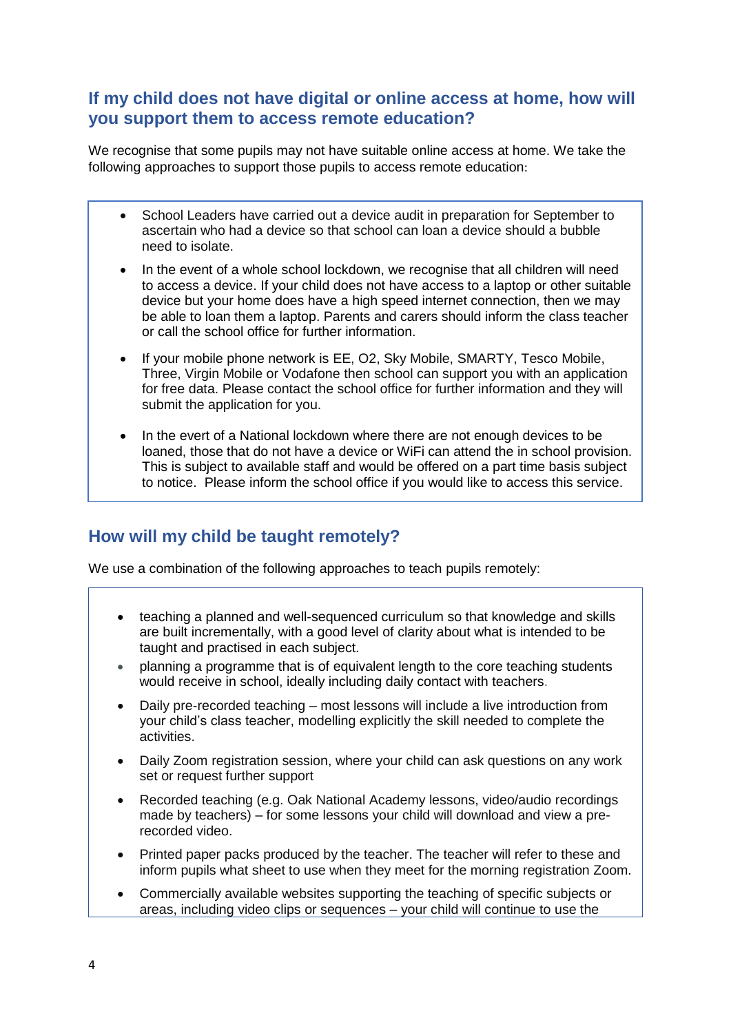## If my child does not have digital or online access at home, how will you support them to access remote education?

We recognise that some pupils may not have suitable online access at home. We take the following approaches to support those pupils to access remote education:

- School Leaders have carried out a device audit in preparation for September to ascertain who had a device so that school can loan a device should a bubble need to isolate.
- In the event of a whole school lockdown, we recognise that all children will need to access a device. If your child does not have access to a laptop or other suitable device but your home does have a high speed internet connection, then we may be able to loan them a laptop. Parents and carers should inform the class teacher or call the school office for further information.
- If your mobile phone network is EE, O2, Sky Mobile, SMARTY, Tesco Mobile, Three, Virgin Mobile or Vodafone then school can support you with an application for free data. Please contact the school office for further information and they will submit the application for you.
- In the evert of a National lockdown where there are not enough devices to be loaned, those that do not have a device or WiFi can attend the in school provision. This is subject to available staff and would be offered on a part time basis subject to notice. Please inform the school office if you would like to access this service.

## How will my child be taught remotely?

We use a combination of the following approaches to teach pupils remotely:

- teaching a planned and well-sequenced curriculum so that knowledge and skills are built incrementally, with a good level of clarity about what is intended to be taught and practised in each subject.
- planning a programme that is of equivalent length to the core teaching students would receive in school, ideally including daily contact with teachers.
- Daily pre-recorded teaching – most lessons will include a live introduction from your child's class teacher, modelling explicitly the skill needed to complete the activities.
- Daily Zoom registration session, where your child can ask questions on any work set or request further support
- Recorded teaching (e.g. Oak National Academy lessons, video/audio recordings made by teachers) – for some lessons your child will download and view a pre-recorded video.
- Printed paper packs produced by the teacher. The teacher will refer to these and inform pupils what sheet to use when they meet for the morning registration Zoom.
- Commercially available websites supporting the teaching of specific subjects or areas, including video clips or sequences – your child will continue to use the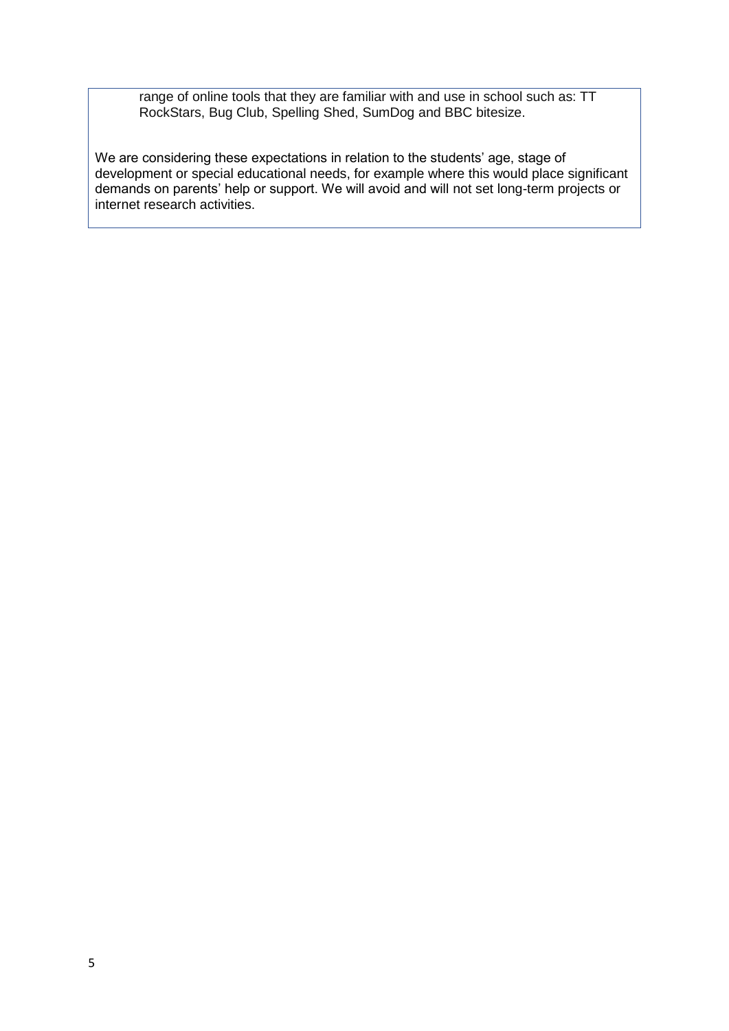range of online tools that they are familiar with and use in school such as: TT RockStars, Bug Club, Spelling Shed, SumDog and BBC bitesize.

We are considering these expectations in relation to the students' age, stage of development or special educational needs, for example where this would place significant demands on parents' help or support. We will avoid and will not set long-term projects or internet research activities.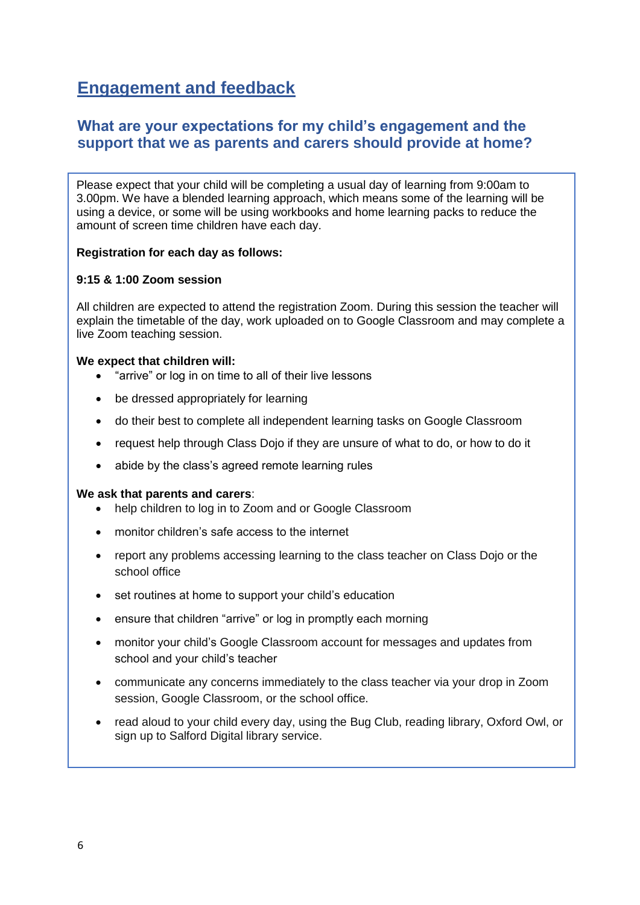## Engagement and feedback

### What are your expectations for my child's engagement and the support that we as parents and carers should provide at home?

Please expect that your child will be completing a usual day of learning from 9:00am to 3.00pm. We have a blended learning approach, which means some of the learning will be using a device, or some will be using workbooks and home learning packs to reduce the amount of screen time children have each day.

**Registration for each day as follows:**

**9:15 & 1:00 Zoom session**

All children are expected to attend the registration Zoom. During this session the teacher will explain the timetable of the day, work uploaded on to Google Classroom and may complete a live Zoom teaching session.

**We expect that children will:**

- "arrive" or log in on time to all of their live lessons
- be dressed appropriately for learning
- do their best to complete all independent learning tasks on Google Classroom
- request help through Class Dojo if they are unsure of what to do, or how to do it
- abide by the class's agreed remote learning rules

**We ask that parents and carers**:

- help children to log in to Zoom and or Google Classroom
- monitor children's safe access to the internet
- report any problems accessing learning to the class teacher on Class Dojo or the school office
- set routines at home to support your child's education
- ensure that children "arrive" or log in promptly each morning
- monitor your child's Google Classroom account for messages and updates from school and your child's teacher
- communicate any concerns immediately to the class teacher via your drop in Zoom session, Google Classroom, or the school office.
- read aloud to your child every day, using the Bug Club, reading library, Oxford Owl, or sign up to Salford Digital library service.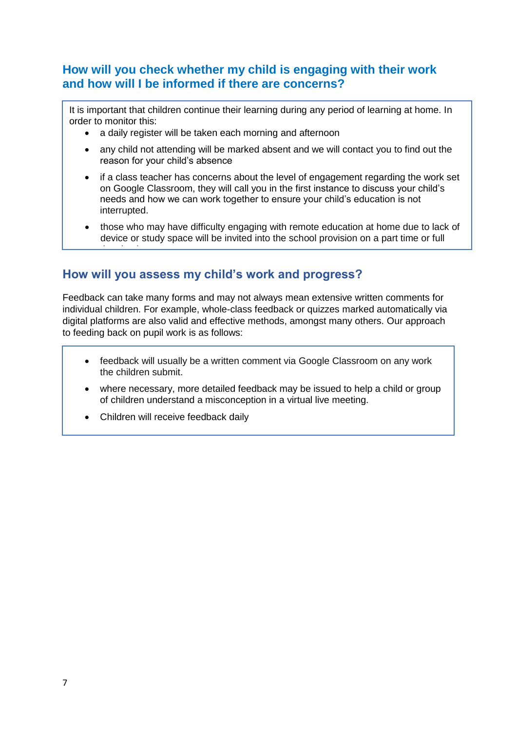## How will you check whether my child is engaging with their work and how will I be informed if there are concerns?

It is important that children continue their learning during any period of learning at home. In order to monitor this:

- a daily register will be taken each morning and afternoon
- any child not attending will be marked absent and we will contact you to find out the reason for your child's absence
- if a class teacher has concerns about the level of engagement regarding the work set on Google Classroom, they will call you in the first instance to discuss your child's needs and how we can work together to ensure your child's education is not interrupted.
- those who may have difficulty engaging with remote education at home due to lack of device or study space will be invited into the school provision on a part time or full

## How will you assess my child's work and progress?

Feedback can take many forms and may not always mean extensive written comments for individual children. For example, whole-class feedback or quizzes marked automatically via digital platforms are also valid and effective methods, amongst many others. Our approach to feeding back on pupil work is as follows:

- feedback will usually be a written comment via Google Classroom on any work the children submit.
- where necessary, more detailed feedback may be issued to help a child or group of children understand a misconception in a virtual live meeting.
- Children will receive feedback daily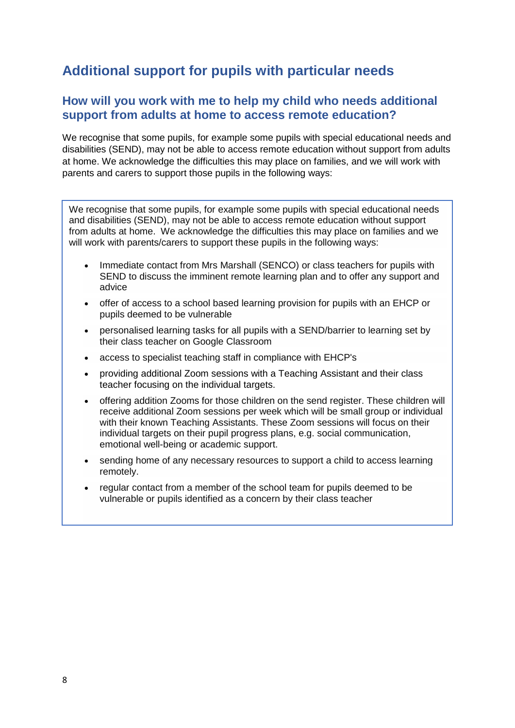## Additional support for pupils with particular needs

### How will you work with me to help my child who needs additional support from adults at home to access remote education?

We recognise that some pupils, for example some pupils with special educational needs and disabilities (SEND), may not be able to access remote education without support from adults at home. We acknowledge the difficulties this may place on families, and we will work with parents and carers to support those pupils in the following ways:

We recognise that some pupils, for example some pupils with special educational needs and disabilities (SEND), may not be able to access remote education without support from adults at home. We acknowledge the difficulties this may place on families and we will work with parents/carers to support these pupils in the following ways:

- Immediate contact from Mrs Marshall (SENCO) or class teachers for pupils with SEND to discuss the imminent remote learning plan and to offer any support and advice
- offer of access to a school based learning provision for pupils with an EHCP or pupils deemed to be vulnerable
- personalised learning tasks for all pupils with a SEND/barrier to learning set by their class teacher on Google Classroom
- access to specialist teaching staff in compliance with EHCP's
- providing additional Zoom sessions with a Teaching Assistant and their class teacher focusing on the individual targets.
- offering addition Zooms for those children on the send register. These children will receive additional Zoom sessions per week which will be small group or individual with their known Teaching Assistants. These Zoom sessions will focus on their individual targets on their pupil progress plans, e.g. social communication, emotional well-being or academic support.
- sending home of any necessary resources to support a child to access learning remotely.
- regular contact from a member of the school team for pupils deemed to be vulnerable or pupils identified as a concern by their class teacher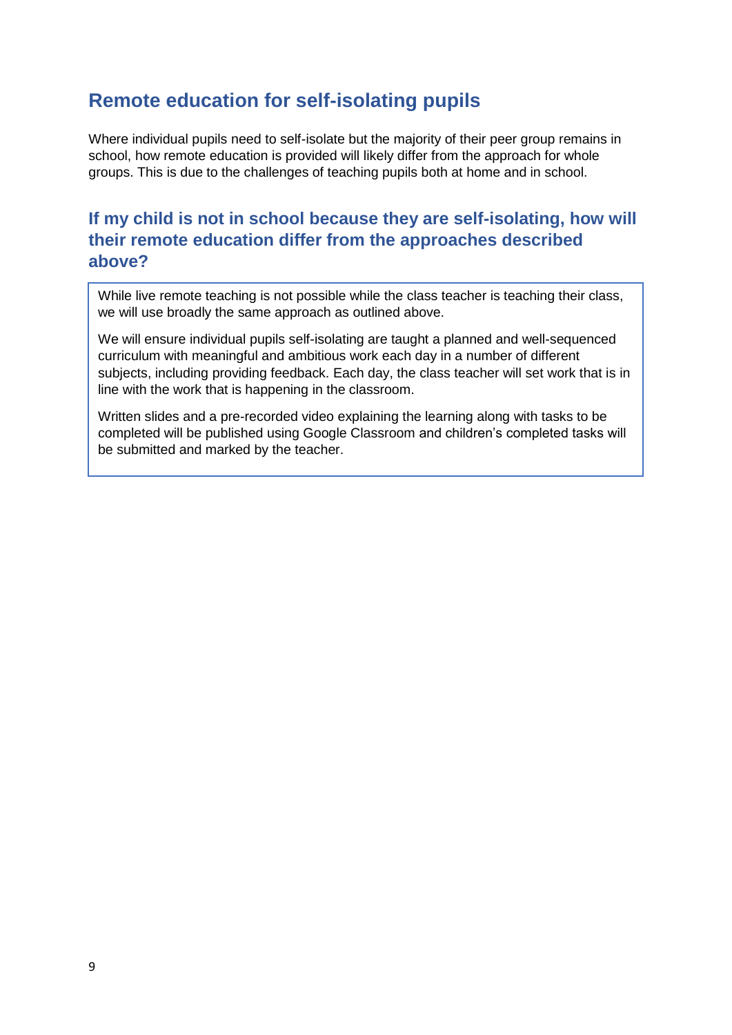## Remote education for self-isolating pupils

Where individual pupils need to self-isolate but the majority of their peer group remains in school, how remote education is provided will likely differ from the approach for whole groups. This is due to the challenges of teaching pupils both at home and in school.

### If my child is not in school because they are self-isolating, how will their remote education differ from the approaches described above?

While live remote teaching is not possible while the class teacher is teaching their class, we will use broadly the same approach as outlined above.

We will ensure individual pupils self-isolating are taught a planned and well-sequenced curriculum with meaningful and ambitious work each day in a number of different subjects, including providing feedback. Each day, the class teacher will set work that is in line with the work that is happening in the classroom.

Written slides and a pre-recorded video explaining the learning along with tasks to be completed will be published using Google Classroom and children's completed tasks will be submitted and marked by the teacher.